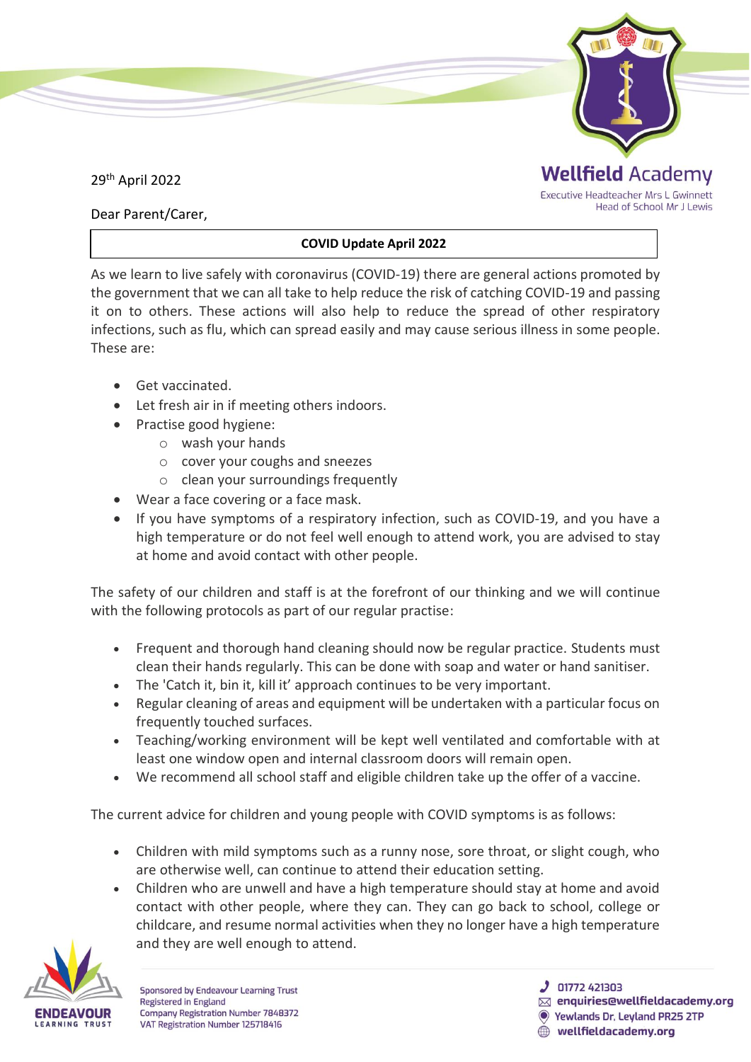Wellfield Academy

Executive Headteacher Mrs L Gwinnett
Head of School Mr J Lewis

29th April 2022

Dear Parent/Carer,

**COVID Update April 2022**

As we learn to live safely with coronavirus (COVID-19) there are general actions promoted by the government that we can all take to help reduce the risk of catching COVID-19 and passing it on to others. These actions will also help to reduce the spread of other respiratory infections, such as flu, which can spread easily and may cause serious illness in some people. These are:

- Get vaccinated.
- Let fresh air in if meeting others indoors.
- Practise good hygiene:
  - wash your hands
  - cover your coughs and sneezes
  - clean your surroundings frequently
- Wear a face covering or a face mask.
- If you have symptoms of a respiratory infection, such as COVID-19, and you have a high temperature or do not feel well enough to attend work, you are advised to stay at home and avoid contact with other people.

The safety of our children and staff is at the forefront of our thinking and we will continue with the following protocols as part of our regular practise:

- Frequent and thorough hand cleaning should now be regular practice. Students must clean their hands regularly. This can be done with soap and water or hand sanitiser.
- The 'Catch it, bin it, kill it' approach continues to be very important.
- Regular cleaning of areas and equipment will be undertaken with a particular focus on frequently touched surfaces.
- Teaching/working environment will be kept well ventilated and comfortable with at least one window open and internal classroom doors will remain open.
- We recommend all school staff and eligible children take up the offer of a vaccine.

The current advice for children and young people with COVID symptoms is as follows:

- Children with mild symptoms such as a runny nose, sore throat, or slight cough, who are otherwise well, can continue to attend their education setting.
- Children who are unwell and have a high temperature should stay at home and avoid contact with other people, where they can. They can go back to school, college or childcare, and resume normal activities when they no longer have a high temperature and they are well enough to attend.

Sponsored by Endeavour Learning Trust
Registered in England
Company Registration Number 7848372
VAT Registration Number 125718416

01772 421303
enquiries@wellfieldacademy.org
Yewlands Dr, Leyland PR25 2TP
wellfieldacademy.org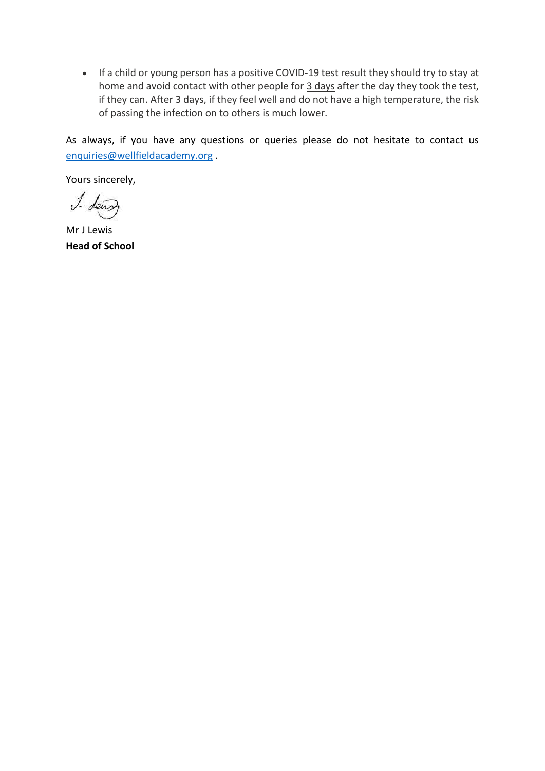- If a child or young person has a positive COVID-19 test result they should try to stay at home and avoid contact with other people for 3 days after the day they took the test, if they can. After 3 days, if they feel well and do not have a high temperature, the risk of passing the infection on to others is much lower.

As always, if you have any questions or queries please do not hesitate to contact us enquiries@wellfieldacademy.org .

Yours sincerely,

Mr J Lewis
**Head of School**